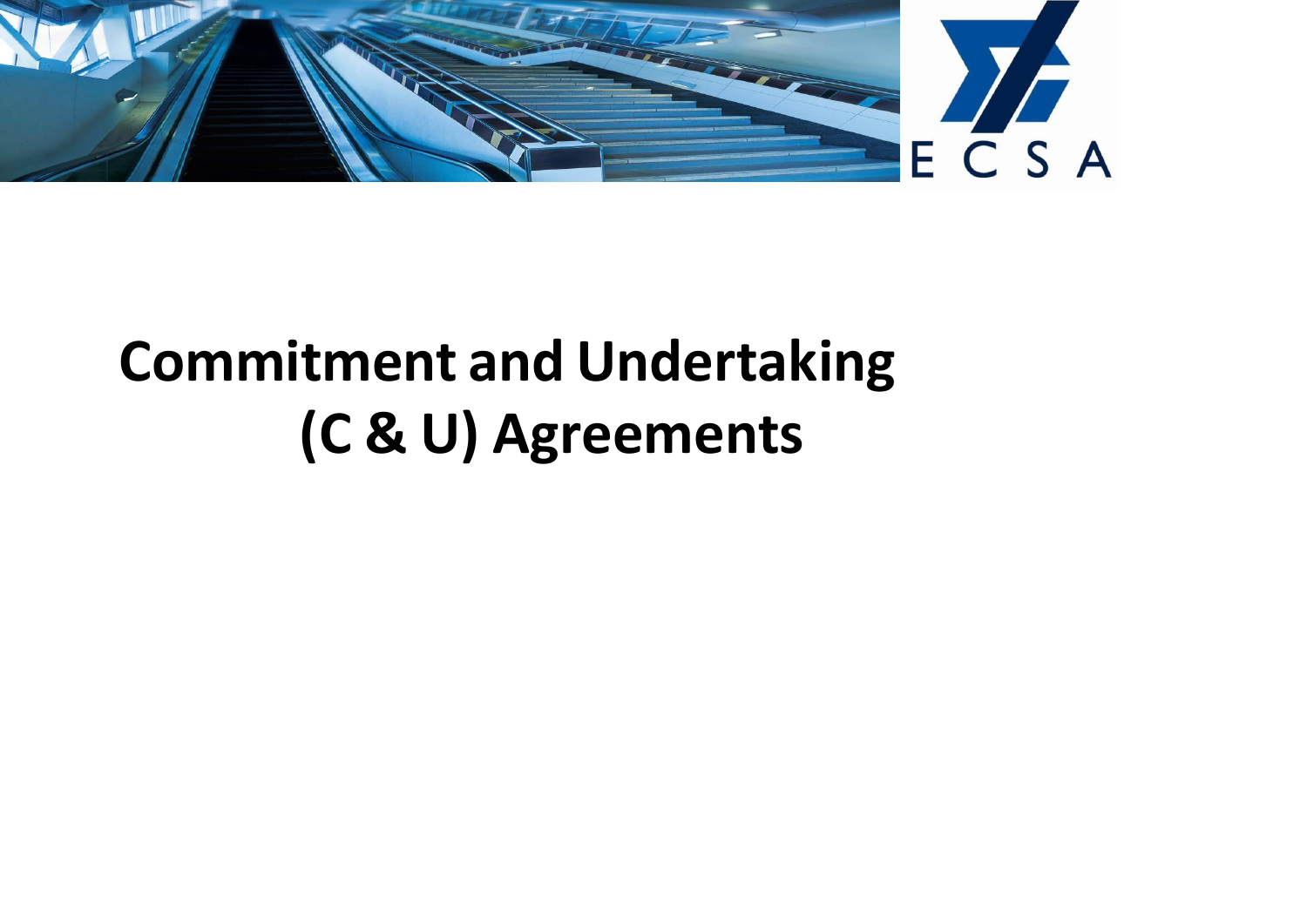ECSA

# Commitment and Undertaking (C & U) Agreements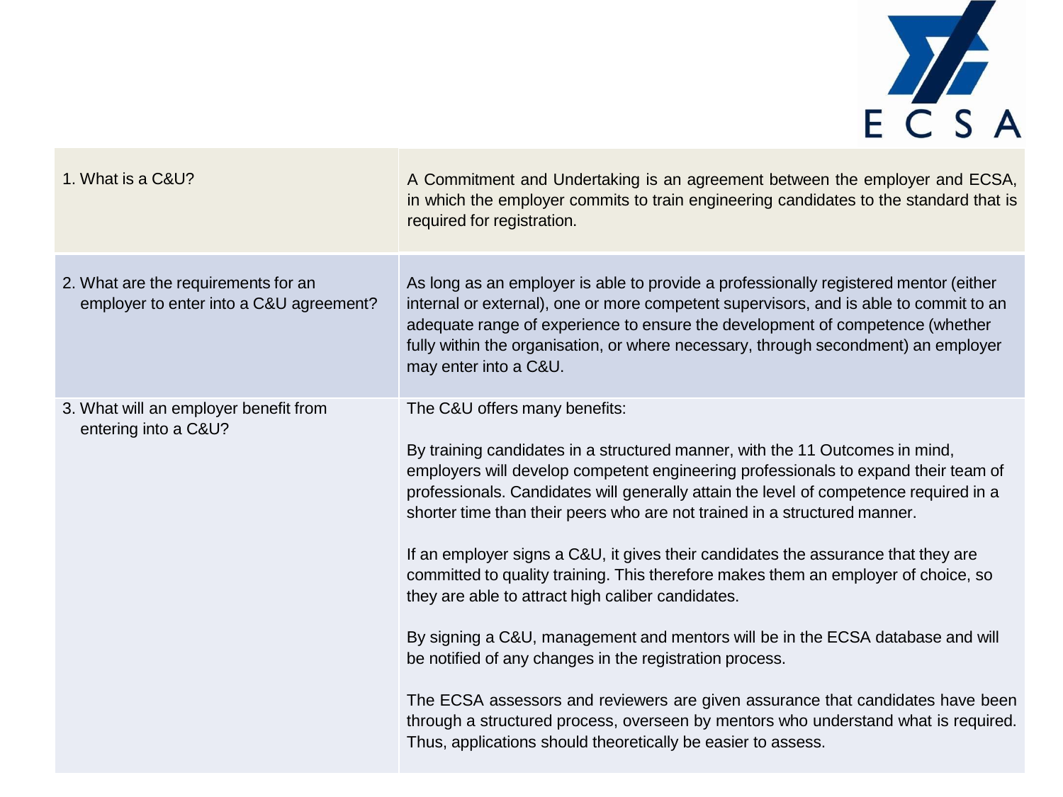| | |
|---|---|
| 1. What is a C&U? | A Commitment and Undertaking is an agreement between the employer and ECSA, in which the employer commits to train engineering candidates to the standard that is required for registration. |
| 2. What are the requirements for an employer to enter into a C&U agreement? | As long as an employer is able to provide a professionally registered mentor (either internal or external), one or more competent supervisors, and is able to commit to an adequate range of experience to ensure the development of competence (whether fully within the organisation, or where necessary, through secondment) an employer may enter into a C&U. |
| 3. What will an employer benefit from entering into a C&U? | The C&U offers many benefits:<br><br>By training candidates in a structured manner, with the 11 Outcomes in mind, employers will develop competent engineering professionals to expand their team of professionals. Candidates will generally attain the level of competence required in a shorter time than their peers who are not trained in a structured manner.<br><br>If an employer signs a C&U, it gives their candidates the assurance that they are committed to quality training. This therefore makes them an employer of choice, so they are able to attract high caliber candidates.<br><br>By signing a C&U, management and mentors will be in the ECSA database and will be notified of any changes in the registration process.<br><br>The ECSA assessors and reviewers are given assurance that candidates have been through a structured process, overseen by mentors who understand what is required. Thus, applications should theoretically be easier to assess. |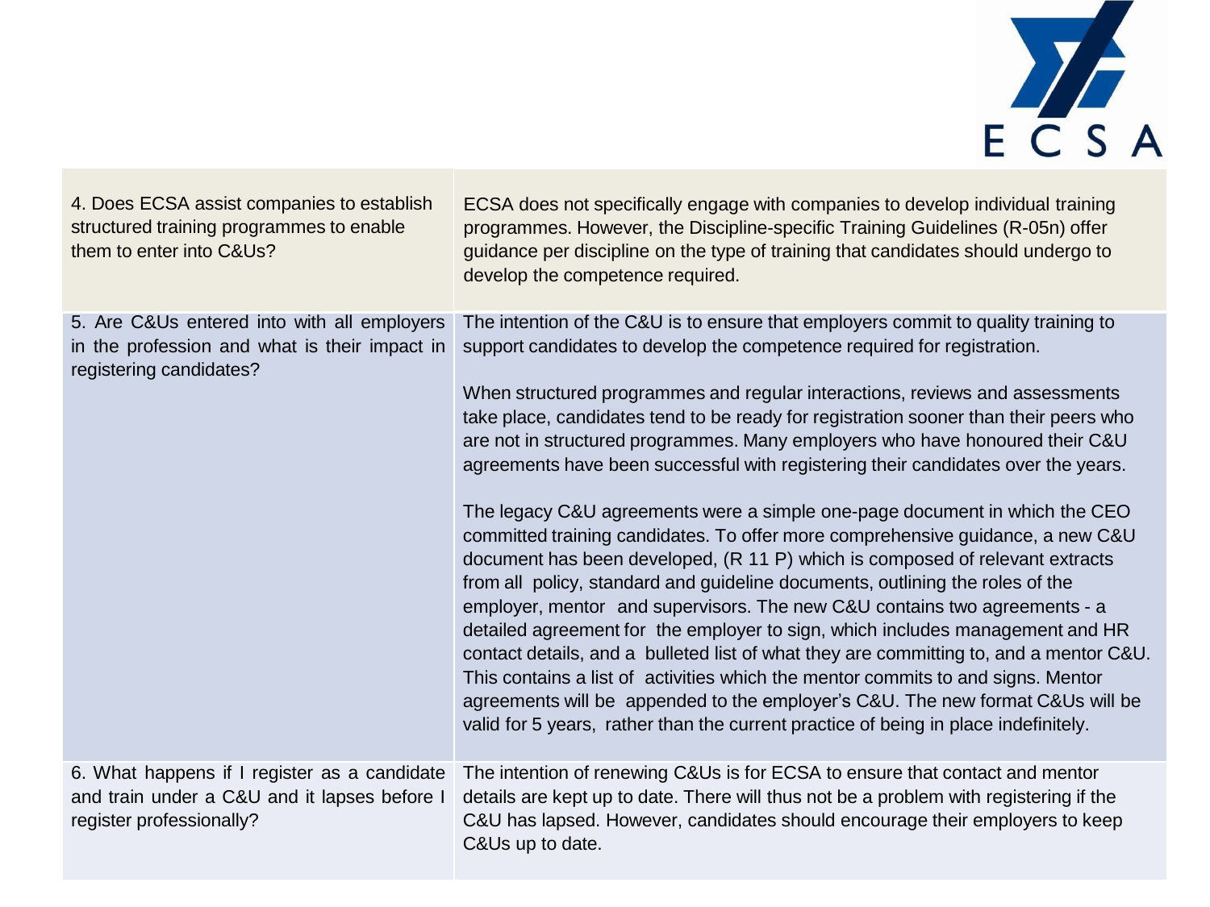| | |
|---|---|
| 4. Does ECSA assist companies to establish structured training programmes to enable them to enter into C&Us? | ECSA does not specifically engage with companies to develop individual training programmes. However, the Discipline-specific Training Guidelines (R-05n) offer guidance per discipline on the type of training that candidates should undergo to develop the competence required. |
| 5. Are C&Us entered into with all employers in the profession and what is their impact in registering candidates? | The intention of the C&U is to ensure that employers commit to quality training to support candidates to develop the competence required for registration.<br><br>When structured programmes and regular interactions, reviews and assessments take place, candidates tend to be ready for registration sooner than their peers who are not in structured programmes. Many employers who have honoured their C&U agreements have been successful with registering their candidates over the years.<br><br>The legacy C&U agreements were a simple one-page document in which the CEO committed training candidates. To offer more comprehensive guidance, a new C&U document has been developed, (R 11 P) which is composed of relevant extracts from all policy, standard and guideline documents, outlining the roles of the employer, mentor and supervisors. The new C&U contains two agreements - a detailed agreement for the employer to sign, which includes management and HR contact details, and a bulleted list of what they are committing to, and a mentor C&U. This contains a list of activities which the mentor commits to and signs. Mentor agreements will be appended to the employer's C&U. The new format C&Us will be valid for 5 years, rather than the current practice of being in place indefinitely. |
| 6. What happens if I register as a candidate and train under a C&U and it lapses before I register professionally? | The intention of renewing C&Us is for ECSA to ensure that contact and mentor details are kept up to date. There will thus not be a problem with registering if the C&U has lapsed. However, candidates should encourage their employers to keep C&Us up to date. |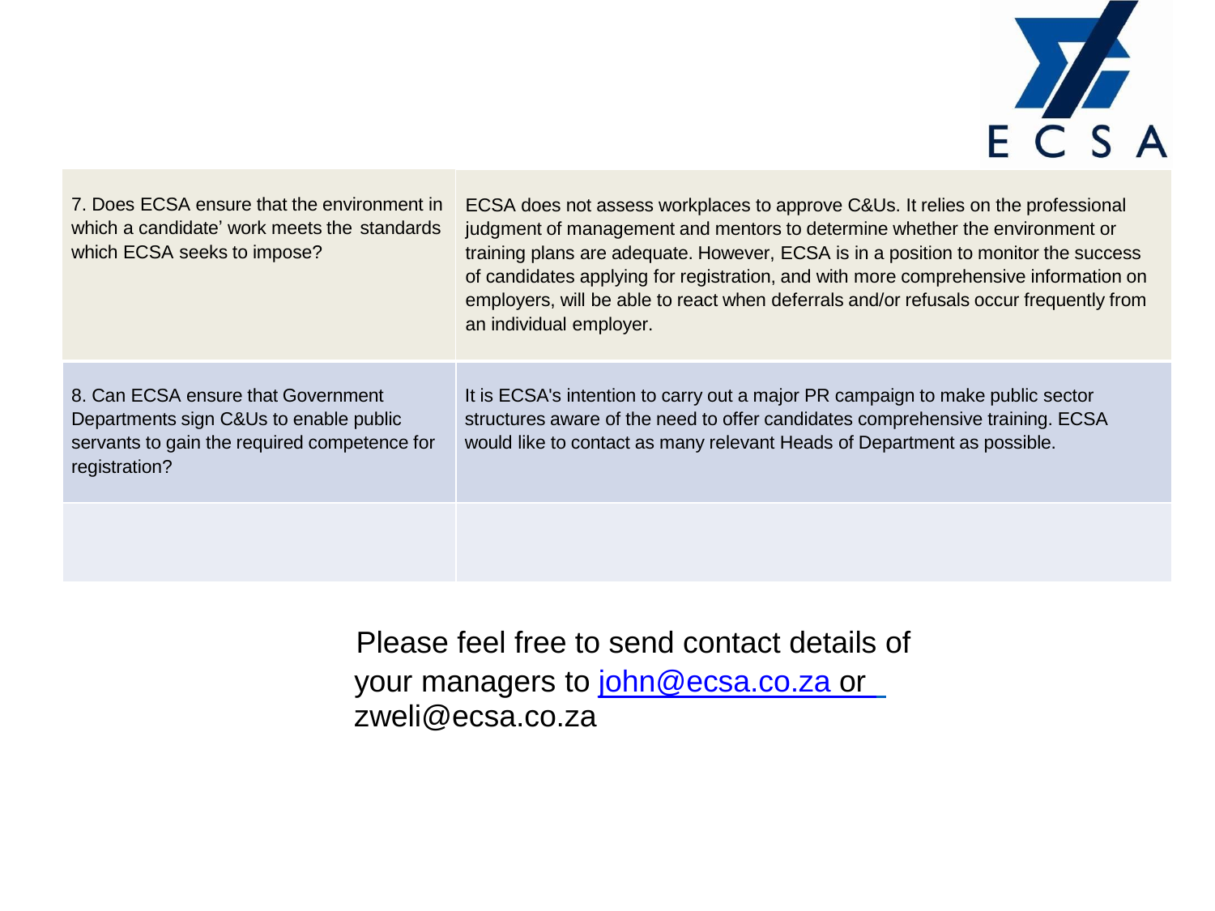| | |
|---|---|
| 7. Does ECSA ensure that the environment in which a candidate' work meets the standards which ECSA seeks to impose? | ECSA does not assess workplaces to approve C&Us. It relies on the professional judgment of management and mentors to determine whether the environment or training plans are adequate. However, ECSA is in a position to monitor the success of candidates applying for registration, and with more comprehensive information on employers, will be able to react when deferrals and/or refusals occur frequently from an individual employer. |
| 8. Can ECSA ensure that Government Departments sign C&Us to enable public servants to gain the required competence for registration? | It is ECSA's intention to carry out a major PR campaign to make public sector structures aware of the need to offer candidates comprehensive training. ECSA would like to contact as many relevant Heads of Department as possible. |
| | |

Please feel free to send contact details of your managers to john@ecsa.co.za or zweli@ecsa.co.za